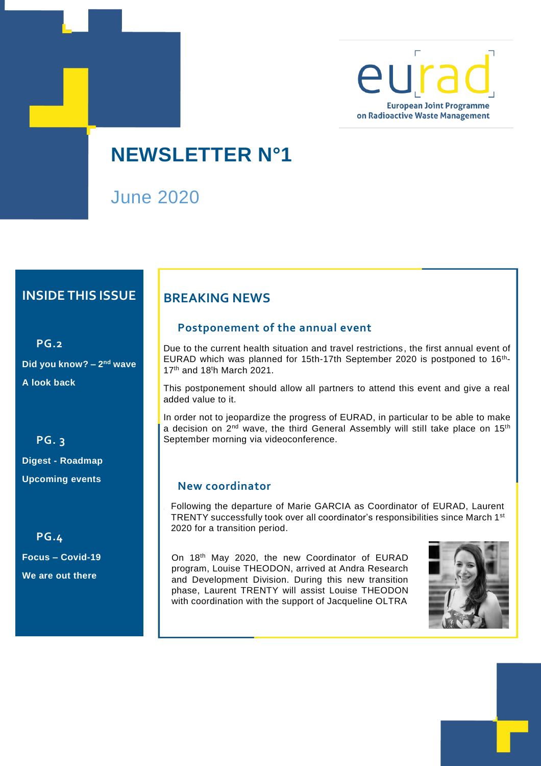eurad

**European Joint Programme on Radioactive Waste Management**

# NEWSLETTER N°1

June 2020

## INSIDE THIS ISSUE

**PG.2**

**Did you know? – 2nd wave**

**A look back**

**PG. 3**

**Digest - Roadmap**

**Upcoming events**

**PG.4**

**Focus – Covid-19**

**We are out there**

## BREAKING NEWS

### Postponement of the annual event

Due to the current health situation and travel restrictions, the first annual event of EURAD which was planned for 15th-17th September 2020 is postponed to 16th-17th and 18th March 2021.

This postponement should allow all partners to attend this event and give a real added value to it.

In order not to jeopardize the progress of EURAD, in particular to be able to make a decision on 2nd wave, the third General Assembly will still take place on 15th September morning via videoconference.

### New coordinator

Following the departure of Marie GARCIA as Coordinator of EURAD, Laurent TRENTY successfully took over all coordinator's responsibilities since March 1st 2020 for a transition period.

On 18th May 2020, the new Coordinator of EURAD program, Louise THEODON, arrived at Andra Research and Development Division. During this new transition phase, Laurent TRENTY will assist Louise THEODON with coordination with the support of Jacqueline OLTRA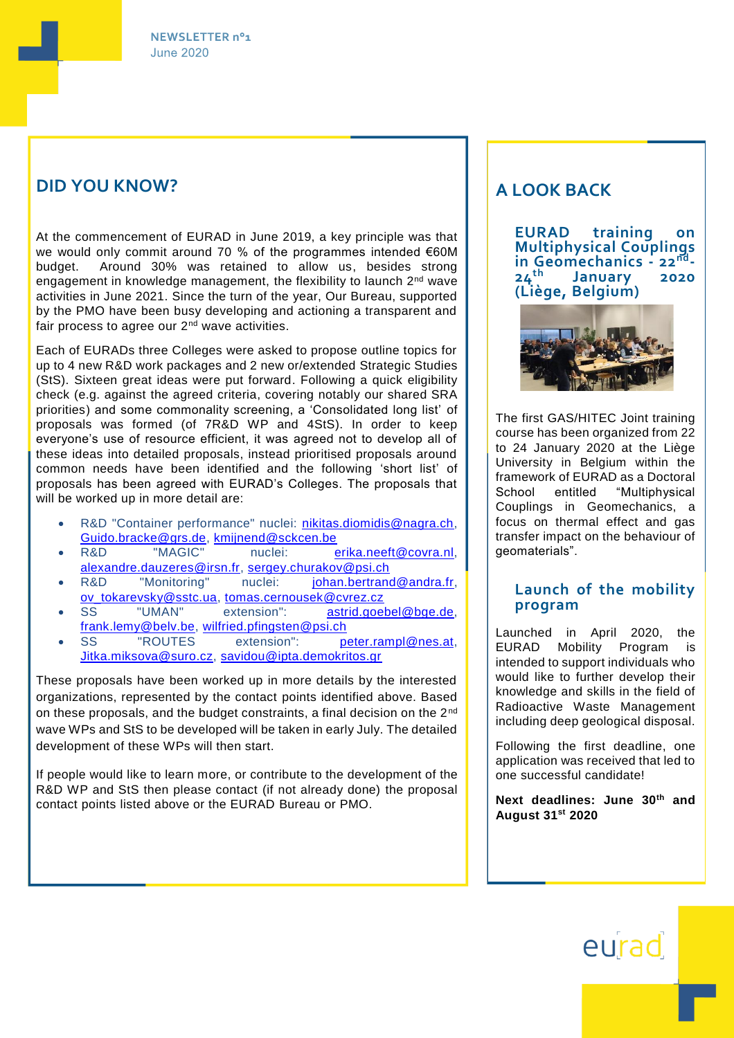## DID YOU KNOW?

At the commencement of EURAD in June 2019, a key principle was that we would only commit around 70 % of the programmes intended €60M budget. Around 30% was retained to allow us, besides strong engagement in knowledge management, the flexibility to launch 2nd wave activities in June 2021. Since the turn of the year, Our Bureau, supported by the PMO have been busy developing and actioning a transparent and fair process to agree our 2nd wave activities.

Each of EURADs three Colleges were asked to propose outline topics for up to 4 new R&D work packages and 2 new or/extended Strategic Studies (StS). Sixteen great ideas were put forward. Following a quick eligibility check (e.g. against the agreed criteria, covering notably our shared SRA priorities) and some commonality screening, a 'Consolidated long list' of proposals was formed (of 7R&D WP and 4StS). In order to keep everyone's use of resource efficient, it was agreed not to develop all of these ideas into detailed proposals, instead prioritised proposals around common needs have been identified and the following 'short list' of proposals has been agreed with EURAD's Colleges. The proposals that will be worked up in more detail are:

- R&D "Container performance" nuclei: nikitas.diomidis@nagra.ch, Guido.bracke@grs.de, kmijnend@sckcen.be
- R&D "MAGIC" nuclei: erika.neeft@covra.nl, alexandre.dauzeres@irsn.fr, sergey.churakov@psi.ch
- R&D "Monitoring" nuclei: johan.bertrand@andra.fr, ov_tokarevsky@sstc.ua, tomas.cernousek@cvrez.cz
- SS "UMAN" extension": astrid.goebel@bge.de, frank.lemy@belv.be, wilfried.pfingsten@psi.ch
- SS "ROUTES extension": peter.rampl@nes.at, Jitka.miksova@suro.cz, savidou@ipta.demokritos.gr

These proposals have been worked up in more details by the interested organizations, represented by the contact points identified above. Based on these proposals, and the budget constraints, a final decision on the 2nd wave WPs and StS to be developed will be taken in early July. The detailed development of these WPs will then start.

If people would like to learn more, or contribute to the development of the R&D WP and StS then please contact (if not already done) the proposal contact points listed above or the EURAD Bureau or PMO.

## A LOOK BACK

### EURAD training on Multiphysical Couplings in Geomechanics - 22nd-24th January 2020 (Liège, Belgium)

The first GAS/HITEC Joint training course has been organized from 22 to 24 January 2020 at the Liège University in Belgium within the framework of EURAD as a Doctoral School entitled "Multiphysical Couplings in Geomechanics, a focus on thermal effect and gas transfer impact on the behaviour of geomaterials".

### Launch of the mobility program

Launched in April 2020, the EURAD Mobility Program is intended to support individuals who would like to further develop their knowledge and skills in the field of Radioactive Waste Management including deep geological disposal.

Following the first deadline, one application was received that led to one successful candidate!

**Next deadlines: June 30th and August 31st 2020**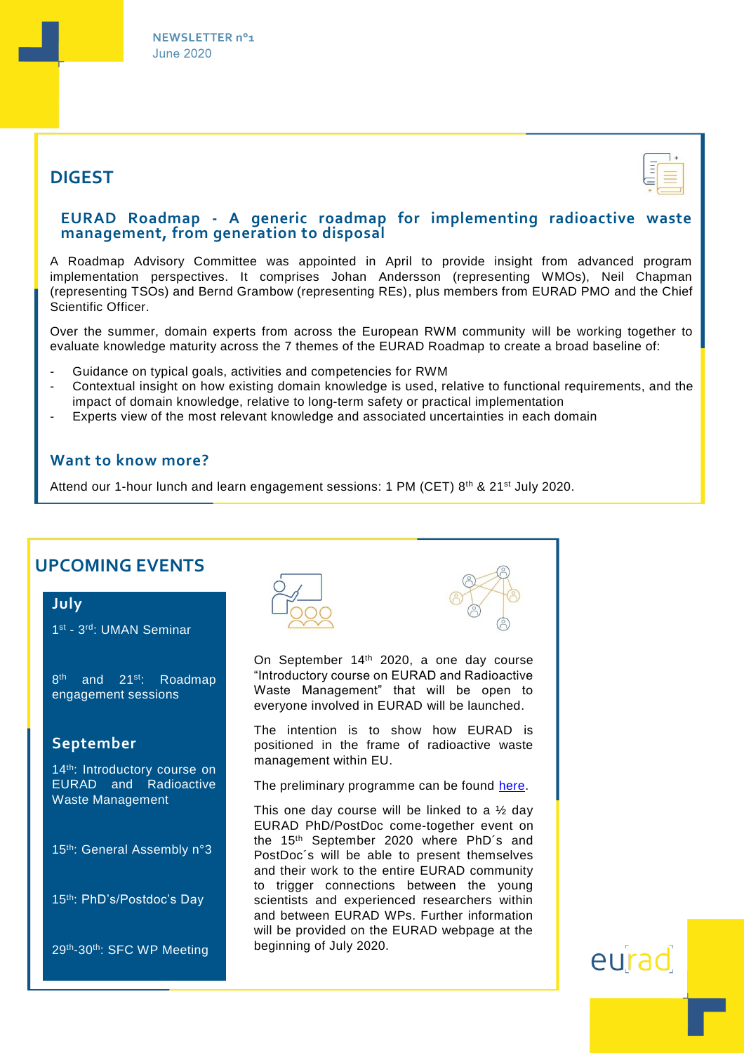NEWSLETTER n°1
June 2020

## DIGEST

### EURAD Roadmap - A generic roadmap for implementing radioactive waste management, from generation to disposal

A Roadmap Advisory Committee was appointed in April to provide insight from advanced program implementation perspectives. It comprises Johan Andersson (representing WMOs), Neil Chapman (representing TSOs) and Bernd Grambow (representing REs), plus members from EURAD PMO and the Chief Scientific Officer.

Over the summer, domain experts from across the European RWM community will be working together to evaluate knowledge maturity across the 7 themes of the EURAD Roadmap to create a broad baseline of:

- Guidance on typical goals, activities and competencies for RWM
- Contextual insight on how existing domain knowledge is used, relative to functional requirements, and the impact of domain knowledge, relative to long-term safety or practical implementation
- Experts view of the most relevant knowledge and associated uncertainties in each domain

### Want to know more?

Attend our 1-hour lunch and learn engagement sessions: 1 PM (CET) 8th & 21st July 2020.

## UPCOMING EVENTS

### July

1st - 3rd: UMAN Seminar

8th and 21st: Roadmap engagement sessions

### September

14th: Introductory course on EURAD and Radioactive Waste Management

15th: General Assembly n°3

15th: PhD's/Postdoc's Day

29th-30th: SFC WP Meeting

On September 14th 2020, a one day course "Introductory course on EURAD and Radioactive Waste Management" that will be open to everyone involved in EURAD will be launched.

The intention is to show how EURAD is positioned in the frame of radioactive waste management within EU.

The preliminary programme can be found here.

This one day course will be linked to a ½ day EURAD PhD/PostDoc come-together event on the 15th September 2020 where PhD´s and PostDoc´s will be able to present themselves and their work to the entire EURAD community to trigger connections between the young scientists and experienced researchers within and between EURAD WPs. Further information will be provided on the EURAD webpage at the beginning of July 2020.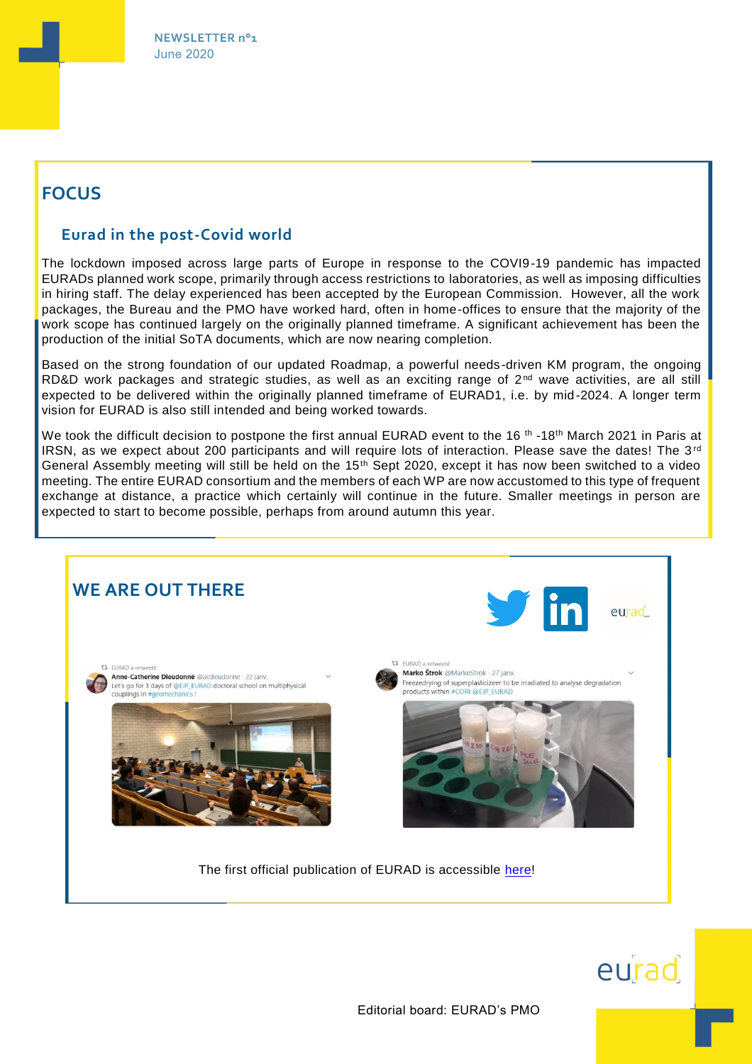## FOCUS

### Eurad in the post-Covid world

The lockdown imposed across large parts of Europe in response to the COVI9-19 pandemic has impacted EURADs planned work scope, primarily through access restrictions to laboratories, as well as imposing difficulties in hiring staff. The delay experienced has been accepted by the European Commission. However, all the work packages, the Bureau and the PMO have worked hard, often in home-offices to ensure that the majority of the work scope has continued largely on the originally planned timeframe. A significant achievement has been the production of the initial SoTA documents, which are now nearing completion.

Based on the strong foundation of our updated Roadmap, a powerful needs-driven KM program, the ongoing RD&D work packages and strategic studies, as well as an exciting range of 2nd wave activities, are all still expected to be delivered within the originally planned timeframe of EURAD1, i.e. by mid-2024. A longer term vision for EURAD is also still intended and being worked towards.

We took the difficult decision to postpone the first annual EURAD event to the 16th -18th March 2021 in Paris at IRSN, as we expect about 200 participants and will require lots of interaction. Please save the dates! The 3rd General Assembly meeting will still be held on the 15th Sept 2020, except it has now been switched to a video meeting. The entire EURAD consortium and the members of each WP are now accustomed to this type of frequent exchange at distance, a practice which certainly will continue in the future. Smaller meetings in person are expected to start to become possible, perhaps from around autumn this year.

## WE ARE OUT THERE

EURAD a retweeté
**Anne-Catherine Dieudonné** @acdieudonne · 22 janv.
Let's go for 3 days of @EJP_EURAD doctoral school on multiphysical couplings in #geomechanics !

EURAD a retweeté
**Marko Štrok** @MarkoStrok · 27 janv.
Freezedrying of superplasticizer to be irradiated to analyse degradation products within #CORI @EJP_EURAD

The first official publication of EURAD is accessible here!

Editorial board: EURAD's PMO